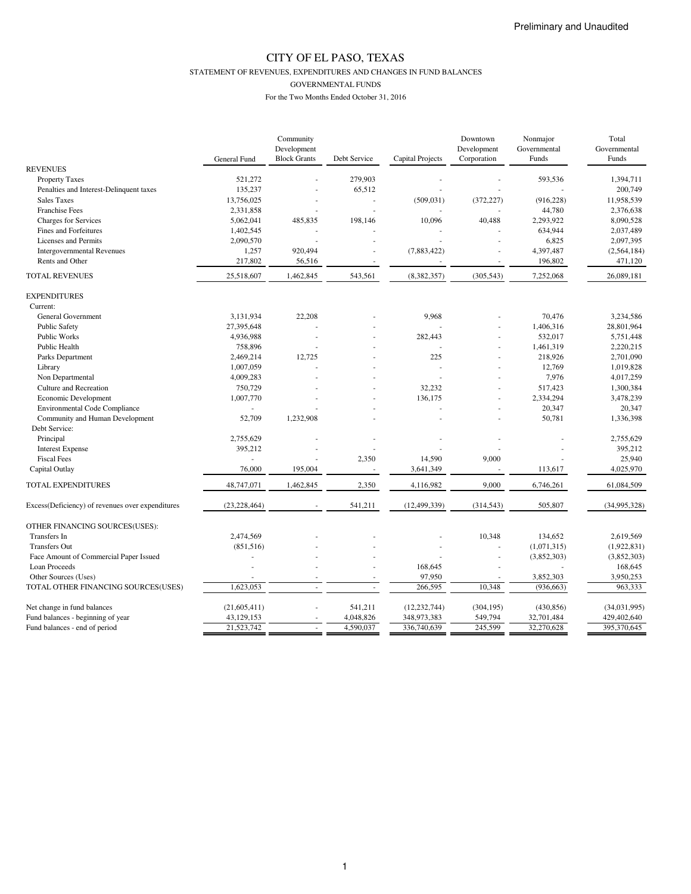Preliminary and Unaudited

# CITY OF EL PASO, TEXAS

## STATEMENT OF REVENUES, EXPENDITURES AND CHANGES IN FUND BALANCES

### GOVERNMENTAL FUNDS

For the Two Months Ended October 31, 2016

| | General Fund | Community Development Block Grants | Debt Service | Capital Projects | Downtown Development Corporation | Nonmajor Governmental Funds | Total Governmental Funds |
|---|---|---|---|---|---|---|---|
| REVENUES | | | | | | | |
| Property Taxes | 521,272 | - | 279,903 | - | - | 593,536 | 1,394,711 |
| Penalties and Interest-Delinquent taxes | 135,237 | - | 65,512 | - | - | - | 200,749 |
| Sales Taxes | 13,756,025 | - | - | (509,031) | (372,227) | (916,228) | 11,958,539 |
| Franchise Fees | 2,331,858 | - | - | - | - | 44,780 | 2,376,638 |
| Charges for Services | 5,062,041 | 485,835 | 198,146 | 10,096 | 40,488 | 2,293,922 | 8,090,528 |
| Fines and Forfeitures | 1,402,545 | - | - | - | - | 634,944 | 2,037,489 |
| Licenses and Permits | 2,090,570 | - | - | - | - | 6,825 | 2,097,395 |
| Intergovernmental Revenues | 1,257 | 920,494 | - | (7,883,422) | - | 4,397,487 | (2,564,184) |
| Rents and Other | 217,802 | 56,516 | - | - | - | 196,802 | 471,120 |
| TOTAL REVENUES | 25,518,607 | 1,462,845 | 543,561 | (8,382,357) | (305,543) | 7,252,068 | 26,089,181 |
| EXPENDITURES | | | | | | | |
| Current: | | | | | | | |
| General Government | 3,131,934 | 22,208 | - | 9,968 | - | 70,476 | 3,234,586 |
| Public Safety | 27,395,648 | - | - | - | - | 1,406,316 | 28,801,964 |
| Public Works | 4,936,988 | - | - | 282,443 | - | 532,017 | 5,751,448 |
| Public Health | 758,896 | - | - | - | - | 1,461,319 | 2,220,215 |
| Parks Department | 2,469,214 | 12,725 | - | 225 | - | 218,926 | 2,701,090 |
| Library | 1,007,059 | - | - | - | - | 12,769 | 1,019,828 |
| Non Departmental | 4,009,283 | - | - | - | - | 7,976 | 4,017,259 |
| Culture and Recreation | 750,729 | - | - | 32,232 | - | 517,423 | 1,300,384 |
| Economic Development | 1,007,770 | - | - | 136,175 | - | 2,334,294 | 3,478,239 |
| Environmental Code Compliance | - | - | - | - | - | 20,347 | 20,347 |
| Community and Human Development | 52,709 | 1,232,908 | - | - | - | 50,781 | 1,336,398 |
| Debt Service: | | | | | | | |
| Principal | 2,755,629 | - | - | - | - | - | 2,755,629 |
| Interest Expense | 395,212 | - | - | - | - | - | 395,212 |
| Fiscal Fees | - | - | 2,350 | 14,590 | 9,000 | - | 25,940 |
| Capital Outlay | 76,000 | 195,004 | - | 3,641,349 | - | 113,617 | 4,025,970 |
| TOTAL EXPENDITURES | 48,747,071 | 1,462,845 | 2,350 | 4,116,982 | 9,000 | 6,746,261 | 61,084,509 |
| Excess(Deficiency) of revenues over expenditures | (23,228,464) | - | 541,211 | (12,499,339) | (314,543) | 505,807 | (34,995,328) |
| OTHER FINANCING SOURCES(USES): | | | | | | | |
| Transfers In | 2,474,569 | - | - | - | 10,348 | 134,652 | 2,619,569 |
| Transfers Out | (851,516) | - | - | - | - | (1,071,315) | (1,922,831) |
| Face Amount of Commercial Paper Issued | - | - | - | - | - | (3,852,303) | (3,852,303) |
| Loan Proceeds | - | - | - | 168,645 | - | - | 168,645 |
| Other Sources (Uses) | - | - | - | 97,950 | - | 3,852,303 | 3,950,253 |
| TOTAL OTHER FINANCING SOURCES(USES) | 1,623,053 | - | - | 266,595 | 10,348 | (936,663) | 963,333 |
| Net change in fund balances | (21,605,411) | - | 541,211 | (12,232,744) | (304,195) | (430,856) | (34,031,995) |
| Fund balances - beginning of year | 43,129,153 | - | 4,048,826 | 348,973,383 | 549,794 | 32,701,484 | 429,402,640 |
| Fund balances - end of period | 21,523,742 | - | 4,590,037 | 336,740,639 | 245,599 | 32,270,628 | 395,370,645 |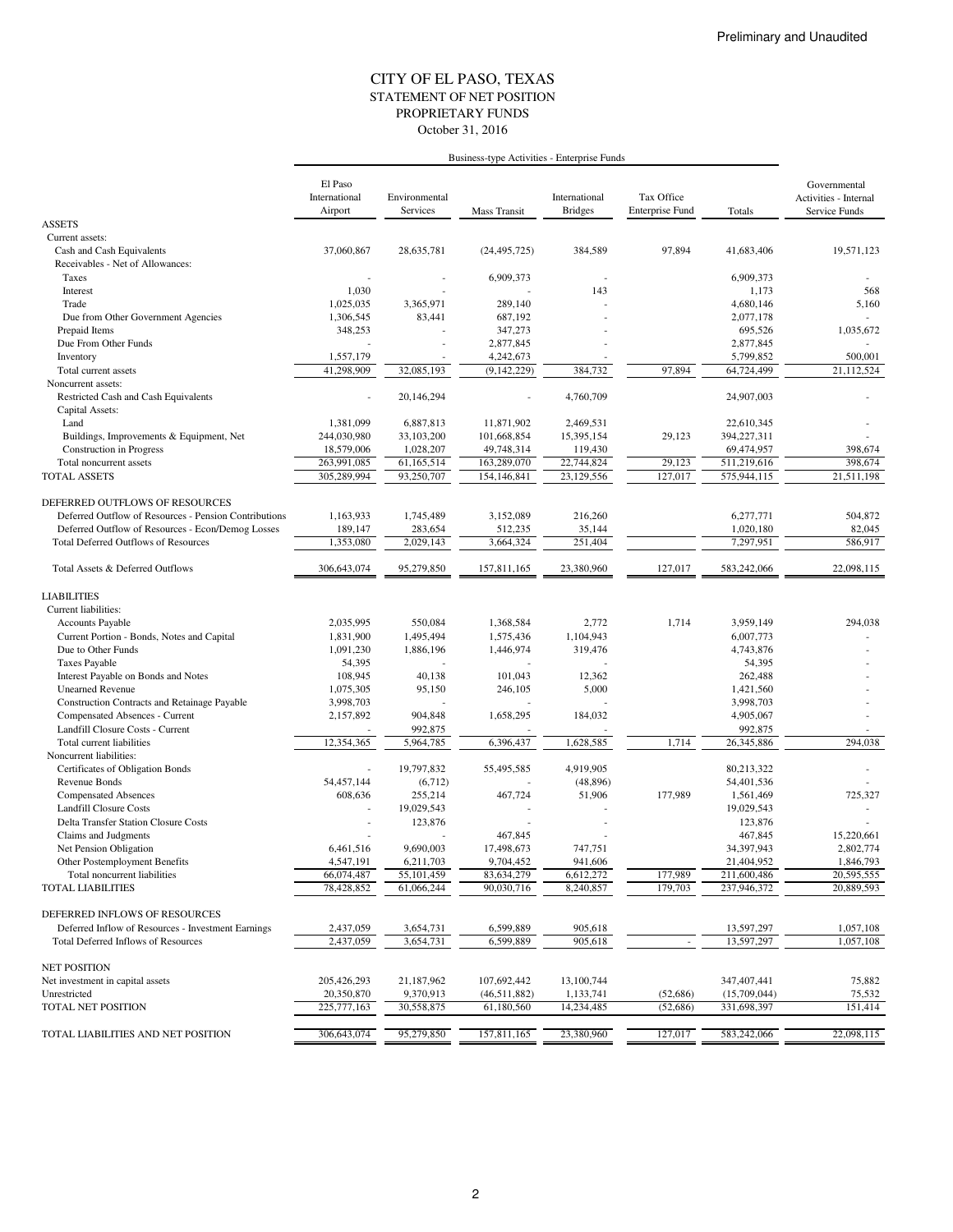Preliminary and Unaudited

# CITY OF EL PASO, TEXAS
## STATEMENT OF NET POSITION
## PROPRIETARY FUNDS
October 31, 2016

| | Business-type Activities - Enterprise Funds | | | | | | |
|---|---|---|---|---|---|---|---|
| | El Paso International Airport | Environmental Services | Mass Transit | International Bridges | Tax Office Enterprise Fund | Totals | Governmental Activities - Internal Service Funds |
| **ASSETS** | | | | | | | |
| Current assets: | | | | | | | |
| Cash and Cash Equivalents | 37,060,867 | 28,635,781 | (24,495,725) | 384,589 | 97,894 | 41,683,406 | 19,571,123 |
| Receivables - Net of Allowances: | | | | | | | |
| Taxes | - | - | 6,909,373 | - | | 6,909,373 | - |
| Interest | 1,030 | - | - | 143 | | 1,173 | 568 |
| Trade | 1,025,035 | 3,365,971 | 289,140 | - | | 4,680,146 | 5,160 |
| Due from Other Government Agencies | 1,306,545 | 83,441 | 687,192 | - | | 2,077,178 | - |
| Prepaid Items | 348,253 | - | 347,273 | - | | 695,526 | 1,035,672 |
| Due From Other Funds | - | - | 2,877,845 | - | | 2,877,845 | - |
| Inventory | 1,557,179 | - | 4,242,673 | - | | 5,799,852 | 500,001 |
| Total current assets | 41,298,909 | 32,085,193 | (9,142,229) | 384,732 | 97,894 | 64,724,499 | 21,112,524 |
| Noncurrent assets: | | | | | | | |
| Restricted Cash and Cash Equivalents | - | 20,146,294 | - | 4,760,709 | | 24,907,003 | - |
| Capital Assets: | | | | | | | |
| Land | 1,381,099 | 6,887,813 | 11,871,902 | 2,469,531 | | 22,610,345 | - |
| Buildings, Improvements & Equipment, Net | 244,030,980 | 33,103,200 | 101,668,854 | 15,395,154 | 29,123 | 394,227,311 | - |
| Construction in Progress | 18,579,006 | 1,028,207 | 49,748,314 | 119,430 | | 69,474,957 | 398,674 |
| Total noncurrent assets | 263,991,085 | 61,165,514 | 163,289,070 | 22,744,824 | 29,123 | 511,219,616 | 398,674 |
| TOTAL ASSETS | 305,289,994 | 93,250,707 | 154,146,841 | 23,129,556 | 127,017 | 575,944,115 | 21,511,198 |
| **DEFERRED OUTFLOWS OF RESOURCES** | | | | | | | |
| Deferred Outflow of Resources - Pension Contributions | 1,163,933 | 1,745,489 | 3,152,089 | 216,260 | | 6,277,771 | 504,872 |
| Deferred Outflow of Resources - Econ/Demog Losses | 189,147 | 283,654 | 512,235 | 35,144 | | 1,020,180 | 82,045 |
| Total Deferred Outflows of Resources | 1,353,080 | 2,029,143 | 3,664,324 | 251,404 | | 7,297,951 | 586,917 |
| Total Assets & Deferred Outflows | 306,643,074 | 95,279,850 | 157,811,165 | 23,380,960 | 127,017 | 583,242,066 | 22,098,115 |
| **LIABILITIES** | | | | | | | |
| Current liabilities: | | | | | | | |
| Accounts Payable | 2,035,995 | 550,084 | 1,368,584 | 2,772 | 1,714 | 3,959,149 | 294,038 |
| Current Portion - Bonds, Notes and Capital | 1,831,900 | 1,495,494 | 1,575,436 | 1,104,943 | | 6,007,773 | - |
| Due to Other Funds | 1,091,230 | 1,886,196 | 1,446,974 | 319,476 | | 4,743,876 | - |
| Taxes Payable | 54,395 | - | - | - | | 54,395 | - |
| Interest Payable on Bonds and Notes | 108,945 | 40,138 | 101,043 | 12,362 | | 262,488 | - |
| Unearned Revenue | 1,075,305 | 95,150 | 246,105 | 5,000 | | 1,421,560 | - |
| Construction Contracts and Retainage Payable | 3,998,703 | - | - | - | | 3,998,703 | - |
| Compensated Absences - Current | 2,157,892 | 904,848 | 1,658,295 | 184,032 | | 4,905,067 | - |
| Landfill Closure Costs - Current | - | 992,875 | - | - | | 992,875 | - |
| Total current liabilities | 12,354,365 | 5,964,785 | 6,396,437 | 1,628,585 | 1,714 | 26,345,886 | 294,038 |
| Noncurrent liabilities: | | | | | | | |
| Certificates of Obligation Bonds | - | 19,797,832 | 55,495,585 | 4,919,905 | | 80,213,322 | - |
| Revenue Bonds | 54,457,144 | (6,712) | - | (48,896) | | 54,401,536 | - |
| Compensated Absences | 608,636 | 255,214 | 467,724 | 51,906 | 177,989 | 1,561,469 | 725,327 |
| Landfill Closure Costs | - | 19,029,543 | - | - | | 19,029,543 | - |
| Delta Transfer Station Closure Costs | - | 123,876 | - | - | | 123,876 | - |
| Claims and Judgments | - | - | 467,845 | - | | 467,845 | 15,220,661 |
| Net Pension Obligation | 6,461,516 | 9,690,003 | 17,498,673 | 747,751 | | 34,397,943 | 2,802,774 |
| Other Postemployment Benefits | 4,547,191 | 6,211,703 | 9,704,452 | 941,606 | | 21,404,952 | 1,846,793 |
| Total noncurrent liabilities | 66,074,487 | 55,101,459 | 83,634,279 | 6,612,272 | 177,989 | 211,600,486 | 20,595,555 |
| TOTAL LIABILITIES | 78,428,852 | 61,066,244 | 90,030,716 | 8,240,857 | 179,703 | 237,946,372 | 20,889,593 |
| **DEFERRED INFLOWS OF RESOURCES** | | | | | | | |
| Deferred Inflow of Resources - Investment Earnings | 2,437,059 | 3,654,731 | 6,599,889 | 905,618 | | 13,597,297 | 1,057,108 |
| Total Deferred Inflows of Resources | 2,437,059 | 3,654,731 | 6,599,889 | 905,618 | - | 13,597,297 | 1,057,108 |
| **NET POSITION** | | | | | | | |
| Net investment in capital assets | 205,426,293 | 21,187,962 | 107,692,442 | 13,100,744 | | 347,407,441 | 75,882 |
| Unrestricted | 20,350,870 | 9,370,913 | (46,511,882) | 1,133,741 | (52,686) | (15,709,044) | 75,532 |
| TOTAL NET POSITION | 225,777,163 | 30,558,875 | 61,180,560 | 14,234,485 | (52,686) | 331,698,397 | 151,414 |
| TOTAL LIABILITIES AND NET POSITION | 306,643,074 | 95,279,850 | 157,811,165 | 23,380,960 | 127,017 | 583,242,066 | 22,098,115 |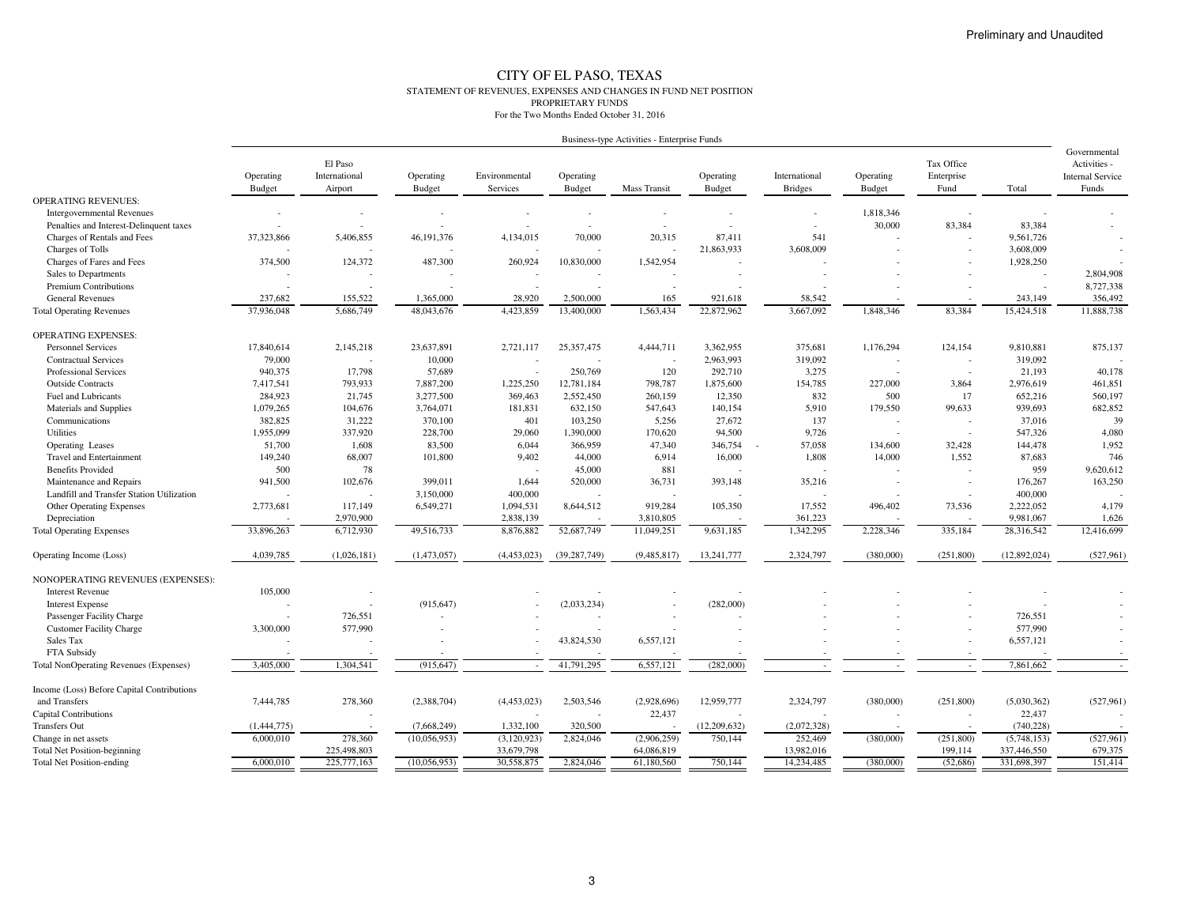Preliminary and Unaudited

# CITY OF EL PASO, TEXAS

STATEMENT OF REVENUES, EXPENSES AND CHANGES IN FUND NET POSITION

PROPRIETARY FUNDS

For the Two Months Ended October 31, 2016

| | Business-type Activities - Enterprise Funds | | | | | | | | | | | | |
|---|---|---|---|---|---|---|---|---|---|---|---|---|---|
| | Operating Budget | El Paso International Airport | Operating Budget | Environmental Services | Operating Budget | Mass Transit | Operating Budget | International Bridges | Operating Budget | Tax Office Enterprise Fund | Total | Governmental Activities - Internal Service Funds |
| OPERATING REVENUES: | | | | | | | | | | | | |
| Intergovernmental Revenues | - | - | - | - | - | - | - | - | 1,818,346 | - | - | - |
| Penalties and Interest-Delinquent taxes | - | - | - | - | - | - | - | - | 30,000 | 83,384 | 83,384 | - |
| Charges of Rentals and Fees | 37,323,866 | 5,406,855 | 46,191,376 | 4,134,015 | 70,000 | 20,315 | 87,411 | 541 | - | - | 9,561,726 | - |
| Charges of Tolls | - | - | - | - | - | - | 21,863,933 | 3,608,009 | - | - | 3,608,009 | - |
| Charges of Fares and Fees | 374,500 | 124,372 | 487,300 | 260,924 | 10,830,000 | 1,542,954 | - | - | - | - | 1,928,250 | - |
| Sales to Departments | - | - | - | - | - | - | - | - | - | - | - | 2,804,908 |
| Premium Contributions | - | - | - | - | - | - | - | - | - | - | - | 8,727,338 |
| General Revenues | 237,682 | 155,522 | 1,365,000 | 28,920 | 2,500,000 | 165 | 921,618 | 58,542 | - | - | 243,149 | 356,492 |
| Total Operating Revenues | 37,936,048 | 5,686,749 | 48,043,676 | 4,423,859 | 13,400,000 | 1,563,434 | 22,872,962 | 3,667,092 | 1,848,346 | 83,384 | 15,424,518 | 11,888,738 |
| OPERATING EXPENSES: | | | | | | | | | | | | |
| Personnel Services | 17,840,614 | 2,145,218 | 23,637,891 | 2,721,117 | 25,357,475 | 4,444,711 | 3,362,955 | 375,681 | 1,176,294 | 124,154 | 9,810,881 | 875,137 |
| Contractual Services | 79,000 | - | 10,000 | - | - | - | 2,963,993 | 319,092 | - | - | 319,092 | - |
| Professional Services | 940,375 | 17,798 | 57,689 | - | 250,769 | 120 | 292,710 | 3,275 | - | - | 21,193 | 40,178 |
| Outside Contracts | 7,417,541 | 793,933 | 7,887,200 | 1,225,250 | 12,781,184 | 798,787 | 1,875,600 | 154,785 | 227,000 | 3,864 | 2,976,619 | 461,851 |
| Fuel and Lubricants | 284,923 | 21,745 | 3,277,500 | 369,463 | 2,552,450 | 260,159 | 12,350 | 832 | 500 | 17 | 652,216 | 560,197 |
| Materials and Supplies | 1,079,265 | 104,676 | 3,764,071 | 181,831 | 632,150 | 547,643 | 140,154 | 5,910 | 179,550 | 99,633 | 939,693 | 682,852 |
| Communications | 382,825 | 31,222 | 370,100 | 401 | 103,250 | 5,256 | 27,672 | 137 | - | - | 37,016 | 39 |
| Utilities | 1,955,099 | 337,920 | 228,700 | 29,060 | 1,390,000 | 170,620 | 94,500 | 9,726 | - | - | 547,326 | 4,080 |
| Operating Leases | 51,700 | 1,608 | 83,500 | 6,044 | 366,959 | 47,340 | 346,754 - | 57,058 | 134,600 | 32,428 | 144,478 | 1,952 |
| Travel and Entertainment | 149,240 | 68,007 | 101,800 | 9,402 | 44,000 | 6,914 | 16,000 | 1,808 | 14,000 | 1,552 | 87,683 | 746 |
| Benefits Provided | 500 | 78 | | - | 45,000 | 881 | - | - | - | - | 959 | 9,620,612 |
| Maintenance and Repairs | 941,500 | 102,676 | 399,011 | 1,644 | 520,000 | 36,731 | 393,148 | 35,216 | - | - | 176,267 | 163,250 |
| Landfill and Transfer Station Utilization | - | - | 3,150,000 | 400,000 | - | - | - | - | - | - | 400,000 | - |
| Other Operating Expenses | 2,773,681 | 117,149 | 6,549,271 | 1,094,531 | 8,644,512 | 919,284 | 105,350 | 17,552 | 496,402 | 73,536 | 2,222,052 | 4,179 |
| Depreciation | - | 2,970,900 | | 2,838,139 | - | 3,810,805 | - | 361,223 | - | - | 9,981,067 | 1,626 |
| Total Operating Expenses | 33,896,263 | 6,712,930 | 49,516,733 | 8,876,882 | 52,687,749 | 11,049,251 | 9,631,185 | 1,342,295 | 2,228,346 | 335,184 | 28,316,542 | 12,416,699 |
| Operating Income (Loss) | 4,039,785 | (1,026,181) | (1,473,057) | (4,453,023) | (39,287,749) | (9,485,817) | 13,241,777 | 2,324,797 | (380,000) | (251,800) | (12,892,024) | (527,961) |
| NONOPERATING REVENUES (EXPENSES): | | | | | | | | | | | | |
| Interest Revenue | 105,000 | - | | - | - | - | - | - | - | - | - | - |
| Interest Expense | - | - | (915,647) | - | (2,033,234) | - | (282,000) | - | - | - | - | - |
| Passenger Facility Charge | - | 726,551 | - | - | - | - | - | - | - | - | 726,551 | - |
| Customer Facility Charge | 3,300,000 | 577,990 | - | - | - | - | - | - | - | - | 577,990 | - |
| Sales Tax | - | - | - | - | 43,824,530 | 6,557,121 | - | - | - | - | 6,557,121 | - |
| FTA Subsidy | - | - | - | - | - | - | - | - | - | - | - | - |
| Total NonOperating Revenues (Expenses) | 3,405,000 | 1,304,541 | (915,647) | - | 41,791,295 | 6,557,121 | (282,000) | - | - | - | 7,861,662 | - |
| Income (Loss) Before Capital Contributions and Transfers | 7,444,785 | 278,360 | (2,388,704) | (4,453,023) | 2,503,546 | (2,928,696) | 12,959,777 | 2,324,797 | (380,000) | (251,800) | (5,030,362) | (527,961) |
| Capital Contributions | | - | | - | | 22,437 | | - | | - | 22,437 | - |
| Transfers Out | (1,444,775) | - | (7,668,249) | 1,332,100 | 320,500 | - | (12,209,632) | (2,072,328) | - | - | (740,228) | - |
| Change in net assets | 6,000,010 | 278,360 | (10,056,953) | (3,120,923) | 2,824,046 | (2,906,259) | 750,144 | 252,469 | (380,000) | (251,800) | (5,748,153) | (527,961) |
| Total Net Position-beginning | | 225,498,803 | | 33,679,798 | | 64,086,819 | | 13,982,016 | | 199,114 | 337,446,550 | 679,375 |
| Total Net Position-ending | 6,000,010 | 225,777,163 | (10,056,953) | 30,558,875 | 2,824,046 | 61,180,560 | 750,144 | 14,234,485 | (380,000) | (52,686) | 331,698,397 | 151,414 |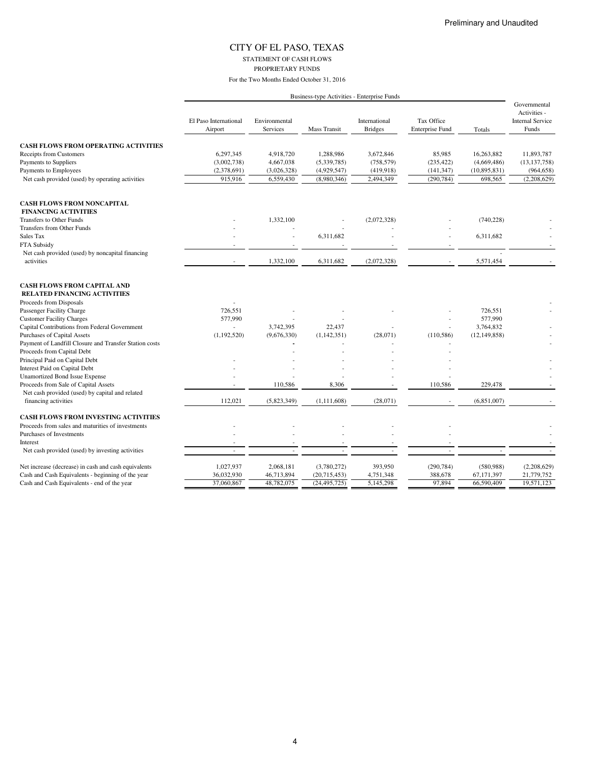Preliminary and Unaudited

# CITY OF EL PASO, TEXAS

STATEMENT OF CASH FLOWS

PROPRIETARY FUNDS

For the Two Months Ended October 31, 2016

| | Business-type Activities - Enterprise Funds | | | | | | Governmental Activities - Internal Service Funds |
|---|---|---|---|---|---|---|---|
| | El Paso International Airport | Environmental Services | Mass Transit | International Bridges | Tax Office Enterprise Fund | Totals | |
| **CASH FLOWS FROM OPERATING ACTIVITIES** | | | | | | | |
| Receipts from Customers | 6,297,345 | 4,918,720 | 1,288,986 | 3,672,846 | 85,985 | 16,263,882 | 11,893,787 |
| Payments to Suppliers | (3,002,738) | 4,667,038 | (5,339,785) | (758,579) | (235,422) | (4,669,486) | (13,137,758) |
| Payments to Employees | (2,378,691) | (3,026,328) | (4,929,547) | (419,918) | (141,347) | (10,895,831) | (964,658) |
| Net cash provided (used) by operating activities | 915,916 | 6,559,430 | (8,980,346) | 2,494,349 | (290,784) | 698,565 | (2,208,629) |
| **CASH FLOWS FROM NONCAPITAL FINANCING ACTIVITIES** | | | | | | | |
| Transfers to Other Funds | - | 1,332,100 | - | (2,072,328) | - | (740,228) | - |
| Transfers from Other Funds | - | - | - | - | - | | - |
| Sales Tax | - | - | 6,311,682 | - | - | 6,311,682 | - |
| FTA Subsidy | - | - | - | - | - | | - |
| Net cash provided (used) by noncapital financing activities | - | 1,332,100 | 6,311,682 | (2,072,328) | - | 5,571,454 | - |
| **CASH FLOWS FROM CAPITAL AND RELATED FINANCING ACTIVITIES** | | | | | | | |
| Proceeds from Disposals | - | | | | | | - |
| Passenger Facility Charge | 726,551 | - | - | - | - | 726,551 | - |
| Customer Facility Charges | 577,990 | - | - | | - | 577,990 | |
| Capital Contributions from Federal Government | - | 3,742,395 | 22,437 | - | - | 3,764,832 | - |
| Purchases of Capital Assets | (1,192,520) | (9,676,330) | (1,142,351) | (28,071) | (110,586) | (12,149,858) | - |
| Payment of Landfill Closure and Transfer Station costs | | - | - | - | - | | - |
| Proceeds from Capital Debt | | - | - | - | - | | |
| Principal Paid on Capital Debt | - | - | - | - | - | | - |
| Interest Paid on Capital Debt | - | - | - | - | - | | - |
| Unamortized Bond Issue Expense | - | - | - | - | - | | - |
| Proceeds from Sale of Capital Assets | - | 110,586 | 8,306 | - | 110,586 | 229,478 | - |
| Net cash provided (used) by capital and related financing activities | 112,021 | (5,823,349) | (1,111,608) | (28,071) | - | (6,851,007) | - |
| **CASH FLOWS FROM INVESTING ACTIVITIES** | | | | | | | |
| Proceeds from sales and maturities of investments | - | - | - | - | - | | - |
| Purchases of Investments | - | - | - | - | - | | - |
| Interest | - | - | - | - | - | | - |
| Net cash provided (used) by investing activities | - | - | - | - | - | - | - |
| Net increase (decrease) in cash and cash equivalents | 1,027,937 | 2,068,181 | (3,780,272) | 393,950 | (290,784) | (580,988) | (2,208,629) |
| Cash and Cash Equivalents - beginning of the year | 36,032,930 | 46,713,894 | (20,715,453) | 4,751,348 | 388,678 | 67,171,397 | 21,779,752 |
| Cash and Cash Equivalents - end of the year | 37,060,867 | 48,782,075 | (24,495,725) | 5,145,298 | 97,894 | 66,590,409 | 19,571,123 |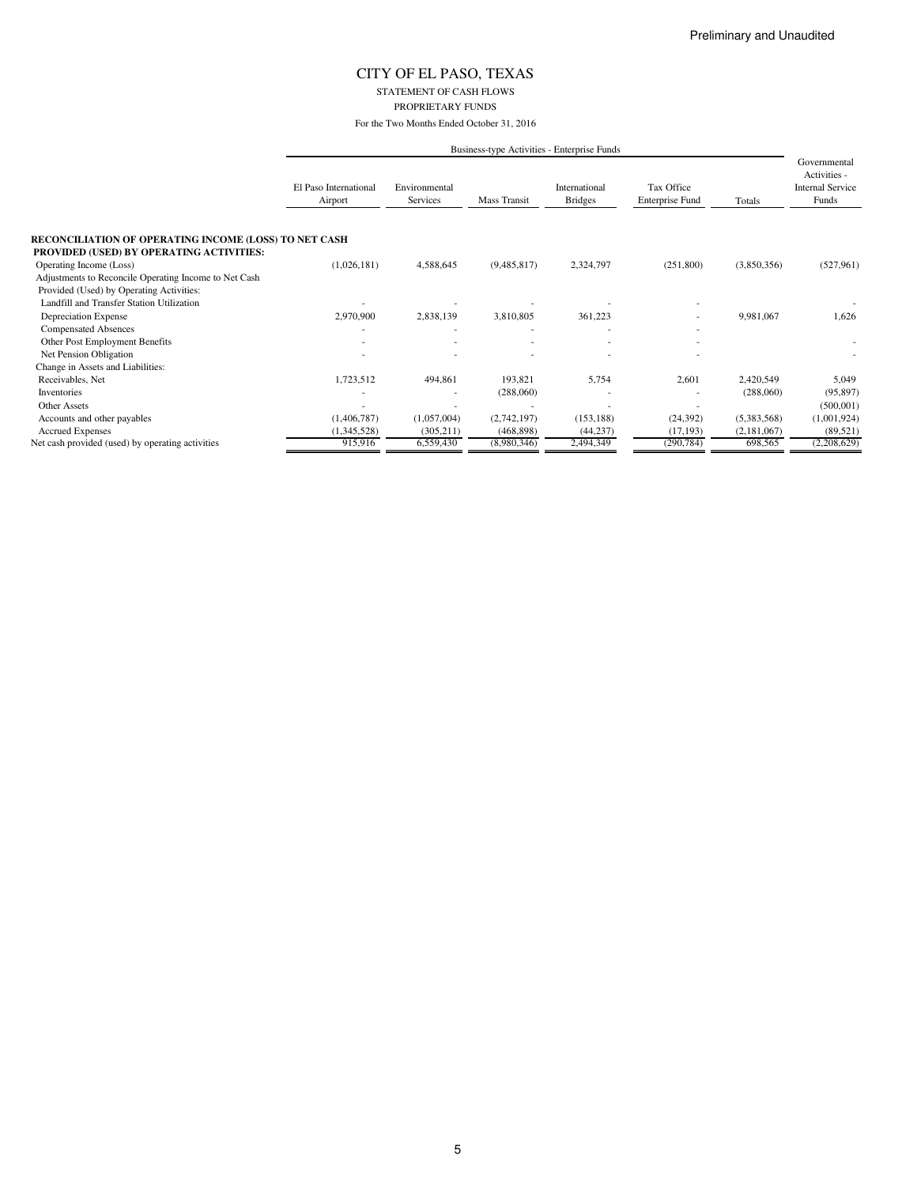Preliminary and Unaudited

# CITY OF EL PASO, TEXAS

STATEMENT OF CASH FLOWS

PROPRIETARY FUNDS

For the Two Months Ended October 31, 2016

| | Business-type Activities - Enterprise Funds | | | | | | Governmental Activities - Internal Service Funds |
|---|---|---|---|---|---|---|---|
| | El Paso International Airport | Environmental Services | Mass Transit | International Bridges | Tax Office Enterprise Fund | Totals | |
| **RECONCILIATION OF OPERATING INCOME (LOSS) TO NET CASH PROVIDED (USED) BY OPERATING ACTIVITIES:** | | | | | | | |
| Operating Income (Loss) | (1,026,181) | 4,588,645 | (9,485,817) | 2,324,797 | (251,800) | (3,850,356) | (527,961) |
| Adjustments to Reconcile Operating Income to Net Cash Provided (Used) by Operating Activities: | | | | | | | |
| Landfill and Transfer Station Utilization | - | - | - | - | - | | - |
| Depreciation Expense | 2,970,900 | 2,838,139 | 3,810,805 | 361,223 | - | 9,981,067 | 1,626 |
| Compensated Absences | - | - | - | - | - | | |
| Other Post Employment Benefits | - | - | - | - | - | | - |
| Net Pension Obligation | - | - | - | - | - | | - |
| Change in Assets and Liabilities: | | | | | | | |
| Receivables, Net | 1,723,512 | 494,861 | 193,821 | 5,754 | 2,601 | 2,420,549 | 5,049 |
| Inventories | - | - | (288,060) | - | - | (288,060) | (95,897) |
| Other Assets | - | - | - | - | - | | (500,001) |
| Accounts and other payables | (1,406,787) | (1,057,004) | (2,742,197) | (153,188) | (24,392) | (5,383,568) | (1,001,924) |
| Accrued Expenses | (1,345,528) | (305,211) | (468,898) | (44,237) | (17,193) | (2,181,067) | (89,521) |
| Net cash provided (used) by operating activities | 915,916 | 6,559,430 | (8,980,346) | 2,494,349 | (290,784) | 698,565 | (2,208,629) |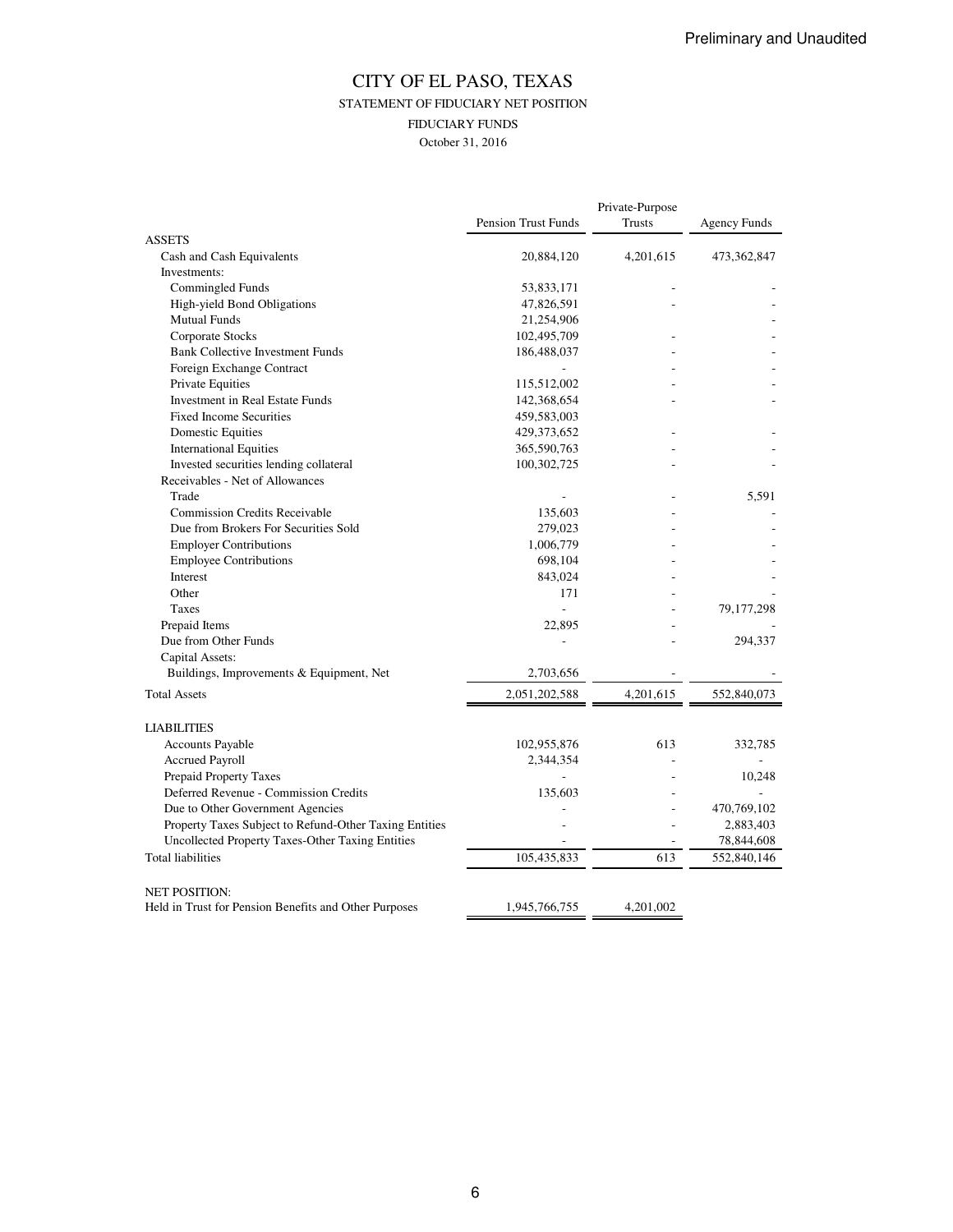Preliminary and Unaudited

# CITY OF EL PASO, TEXAS

## STATEMENT OF FIDUCIARY NET POSITION

### FIDUCIARY FUNDS

October 31, 2016

| | Pension Trust Funds | Private-Purpose Trusts | Agency Funds |
|---|---|---|---|
| ASSETS | | | |
| Cash and Cash Equivalents | 20,884,120 | 4,201,615 | 473,362,847 |
| Investments: | | | |
| Commingled Funds | 53,833,171 | - | - |
| High-yield Bond Obligations | 47,826,591 | - | - |
| Mutual Funds | 21,254,906 | | - |
| Corporate Stocks | 102,495,709 | - | - |
| Bank Collective Investment Funds | 186,488,037 | - | - |
| Foreign Exchange Contract | - | - | - |
| Private Equities | 115,512,002 | - | - |
| Investment in Real Estate Funds | 142,368,654 | - | - |
| Fixed Income Securities | 459,583,003 | | |
| Domestic Equities | 429,373,652 | - | - |
| International Equities | 365,590,763 | - | - |
| Invested securities lending collateral | 100,302,725 | - | - |
| Receivables - Net of Allowances | | | |
| Trade | - | - | 5,591 |
| Commission Credits Receivable | 135,603 | - | - |
| Due from Brokers For Securities Sold | 279,023 | - | - |
| Employer Contributions | 1,006,779 | - | - |
| Employee Contributions | 698,104 | - | - |
| Interest | 843,024 | - | - |
| Other | 171 | - | - |
| Taxes | - | - | 79,177,298 |
| Prepaid Items | 22,895 | - | - |
| Due from Other Funds | - | - | 294,337 |
| Capital Assets: | | | |
| Buildings, Improvements & Equipment, Net | 2,703,656 | - | - |
| Total Assets | 2,051,202,588 | 4,201,615 | 552,840,073 |
| LIABILITIES | | | |
| Accounts Payable | 102,955,876 | 613 | 332,785 |
| Accrued Payroll | 2,344,354 | - | - |
| Prepaid Property Taxes | - | - | 10,248 |
| Deferred Revenue - Commission Credits | 135,603 | - | - |
| Due to Other Government Agencies | - | - | 470,769,102 |
| Property Taxes Subject to Refund-Other Taxing Entities | - | - | 2,883,403 |
| Uncollected Property Taxes-Other Taxing Entities | - | - | 78,844,608 |
| Total liabilities | 105,435,833 | 613 | 552,840,146 |
| NET POSITION: | | | |
| Held in Trust for Pension Benefits and Other Purposes | 1,945,766,755 | 4,201,002 | |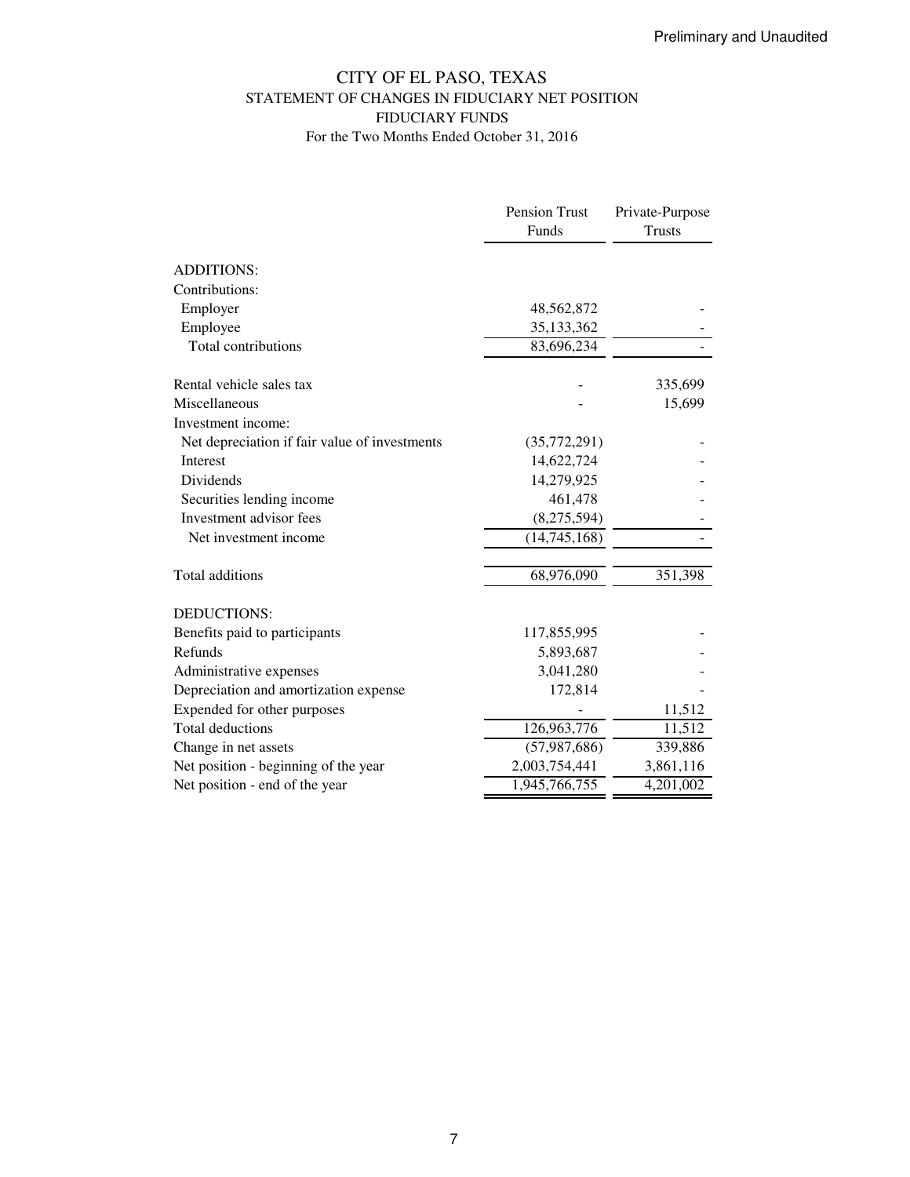Preliminary and Unaudited

# CITY OF EL PASO, TEXAS

## STATEMENT OF CHANGES IN FIDUCIARY NET POSITION

### FIDUCIARY FUNDS

For the Two Months Ended October 31, 2016

| | Pension Trust Funds | Private-Purpose Trusts |
|---|---|---|
| ADDITIONS: | | |
| Contributions: | | |
| Employer | 48,562,872 | - |
| Employee | 35,133,362 | - |
| Total contributions | 83,696,234 | - |
| | | |
| Rental vehicle sales tax | - | 335,699 |
| Miscellaneous | - | 15,699 |
| Investment income: | | |
| Net depreciation if fair value of investments | (35,772,291) | - |
| Interest | 14,622,724 | - |
| Dividends | 14,279,925 | - |
| Securities lending income | 461,478 | - |
| Investment advisor fees | (8,275,594) | - |
| Net investment income | (14,745,168) | - |
| | | |
| Total additions | 68,976,090 | 351,398 |
| | | |
| DEDUCTIONS: | | |
| Benefits paid to participants | 117,855,995 | - |
| Refunds | 5,893,687 | - |
| Administrative expenses | 3,041,280 | - |
| Depreciation and amortization expense | 172,814 | - |
| Expended for other purposes | - | 11,512 |
| Total deductions | 126,963,776 | 11,512 |
| Change in net assets | (57,987,686) | 339,886 |
| Net position - beginning of the year | 2,003,754,441 | 3,861,116 |
| Net position - end of the year | 1,945,766,755 | 4,201,002 |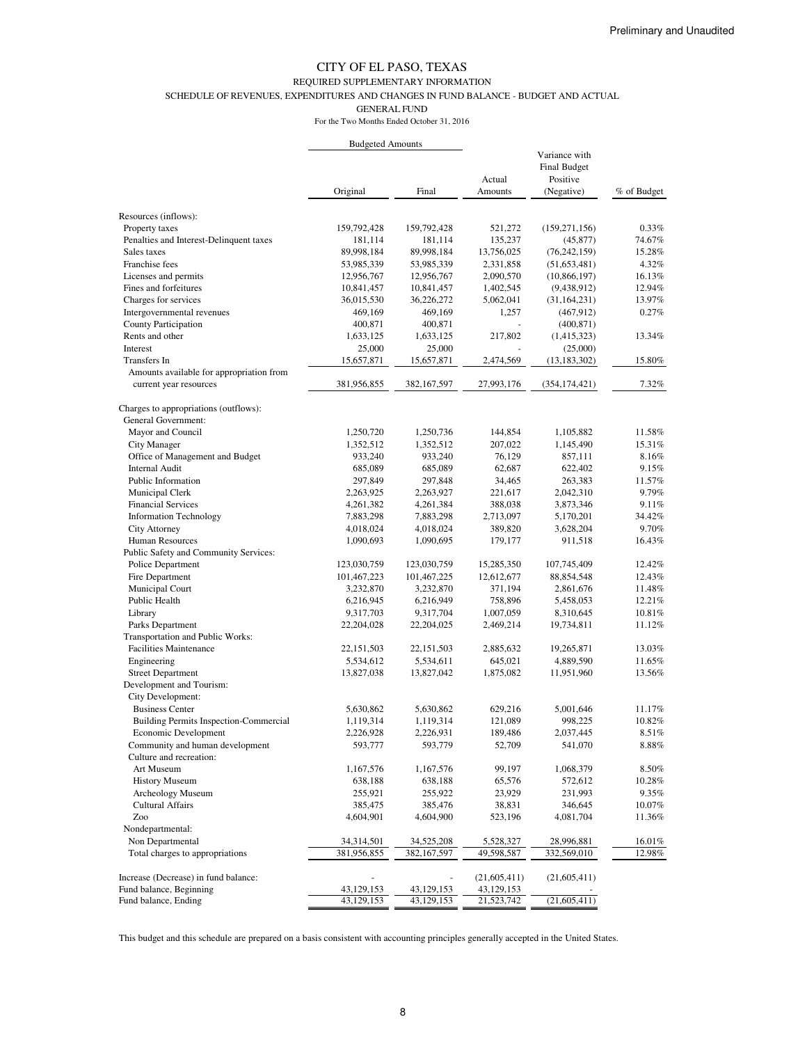Preliminary and Unaudited

# CITY OF EL PASO, TEXAS

REQUIRED SUPPLEMENTARY INFORMATION

SCHEDULE OF REVENUES, EXPENDITURES AND CHANGES IN FUND BALANCE - BUDGET AND ACTUAL

GENERAL FUND

For the Two Months Ended October 31, 2016

| | Budgeted Amounts | | | | |
|---|---|---|---|---|---|
| | Original | Final | Actual Amounts | Variance with Final Budget Positive (Negative) | % of Budget |
| Resources (inflows): | | | | | |
| Property taxes | 159,792,428 | 159,792,428 | 521,272 | (159,271,156) | 0.33% |
| Penalties and Interest-Delinquent taxes | 181,114 | 181,114 | 135,237 | (45,877) | 74.67% |
| Sales taxes | 89,998,184 | 89,998,184 | 13,756,025 | (76,242,159) | 15.28% |
| Franchise fees | 53,985,339 | 53,985,339 | 2,331,858 | (51,653,481) | 4.32% |
| Licenses and permits | 12,956,767 | 12,956,767 | 2,090,570 | (10,866,197) | 16.13% |
| Fines and forfeitures | 10,841,457 | 10,841,457 | 1,402,545 | (9,438,912) | 12.94% |
| Charges for services | 36,015,530 | 36,226,272 | 5,062,041 | (31,164,231) | 13.97% |
| Intergovernmental revenues | 469,169 | 469,169 | 1,257 | (467,912) | 0.27% |
| County Participation | 400,871 | 400,871 | - | (400,871) | |
| Rents and other | 1,633,125 | 1,633,125 | 217,802 | (1,415,323) | 13.34% |
| Interest | 25,000 | 25,000 | - | (25,000) | |
| Transfers In | 15,657,871 | 15,657,871 | 2,474,569 | (13,183,302) | 15.80% |
| Amounts available for appropriation from current year resources | 381,956,855 | 382,167,597 | 27,993,176 | (354,174,421) | 7.32% |
| Charges to appropriations (outflows): | | | | | |
| General Government: | | | | | |
| Mayor and Council | 1,250,720 | 1,250,736 | 144,854 | 1,105,882 | 11.58% |
| City Manager | 1,352,512 | 1,352,512 | 207,022 | 1,145,490 | 15.31% |
| Office of Management and Budget | 933,240 | 933,240 | 76,129 | 857,111 | 8.16% |
| Internal Audit | 685,089 | 685,089 | 62,687 | 622,402 | 9.15% |
| Public Information | 297,849 | 297,848 | 34,465 | 263,383 | 11.57% |
| Municipal Clerk | 2,263,925 | 2,263,927 | 221,617 | 2,042,310 | 9.79% |
| Financial Services | 4,261,382 | 4,261,384 | 388,038 | 3,873,346 | 9.11% |
| Information Technology | 7,883,298 | 7,883,298 | 2,713,097 | 5,170,201 | 34.42% |
| City Attorney | 4,018,024 | 4,018,024 | 389,820 | 3,628,204 | 9.70% |
| Human Resources | 1,090,693 | 1,090,695 | 179,177 | 911,518 | 16.43% |
| Public Safety and Community Services: | | | | | |
| Police Department | 123,030,759 | 123,030,759 | 15,285,350 | 107,745,409 | 12.42% |
| Fire Department | 101,467,223 | 101,467,225 | 12,612,677 | 88,854,548 | 12.43% |
| Municipal Court | 3,232,870 | 3,232,870 | 371,194 | 2,861,676 | 11.48% |
| Public Health | 6,216,945 | 6,216,949 | 758,896 | 5,458,053 | 12.21% |
| Library | 9,317,703 | 9,317,704 | 1,007,059 | 8,310,645 | 10.81% |
| Parks Department | 22,204,028 | 22,204,025 | 2,469,214 | 19,734,811 | 11.12% |
| Transportation and Public Works: | | | | | |
| Facilities Maintenance | 22,151,503 | 22,151,503 | 2,885,632 | 19,265,871 | 13.03% |
| Engineering | 5,534,612 | 5,534,611 | 645,021 | 4,889,590 | 11.65% |
| Street Department | 13,827,038 | 13,827,042 | 1,875,082 | 11,951,960 | 13.56% |
| Development and Tourism: | | | | | |
| City Development: | | | | | |
| Business Center | 5,630,862 | 5,630,862 | 629,216 | 5,001,646 | 11.17% |
| Building Permits Inspection-Commercial | 1,119,314 | 1,119,314 | 121,089 | 998,225 | 10.82% |
| Economic Development | 2,226,928 | 2,226,931 | 189,486 | 2,037,445 | 8.51% |
| Community and human development | 593,777 | 593,779 | 52,709 | 541,070 | 8.88% |
| Culture and recreation: | | | | | |
| Art Museum | 1,167,576 | 1,167,576 | 99,197 | 1,068,379 | 8.50% |
| History Museum | 638,188 | 638,188 | 65,576 | 572,612 | 10.28% |
| Archeology Museum | 255,921 | 255,922 | 23,929 | 231,993 | 9.35% |
| Cultural Affairs | 385,475 | 385,476 | 38,831 | 346,645 | 10.07% |
| Zoo | 4,604,901 | 4,604,900 | 523,196 | 4,081,704 | 11.36% |
| Nondepartmental: | | | | | |
| Non Departmental | 34,314,501 | 34,525,208 | 5,528,327 | 28,996,881 | 16.01% |
| Total charges to appropriations | 381,956,855 | 382,167,597 | 49,598,587 | 332,569,010 | 12.98% |
| Increase (Decrease) in fund balance: | - | - | (21,605,411) | (21,605,411) | |
| Fund balance, Beginning | 43,129,153 | 43,129,153 | 43,129,153 | - | |
| Fund balance, Ending | 43,129,153 | 43,129,153 | 21,523,742 | (21,605,411) | |

This budget and this schedule are prepared on a basis consistent with accounting principles generally accepted in the United States.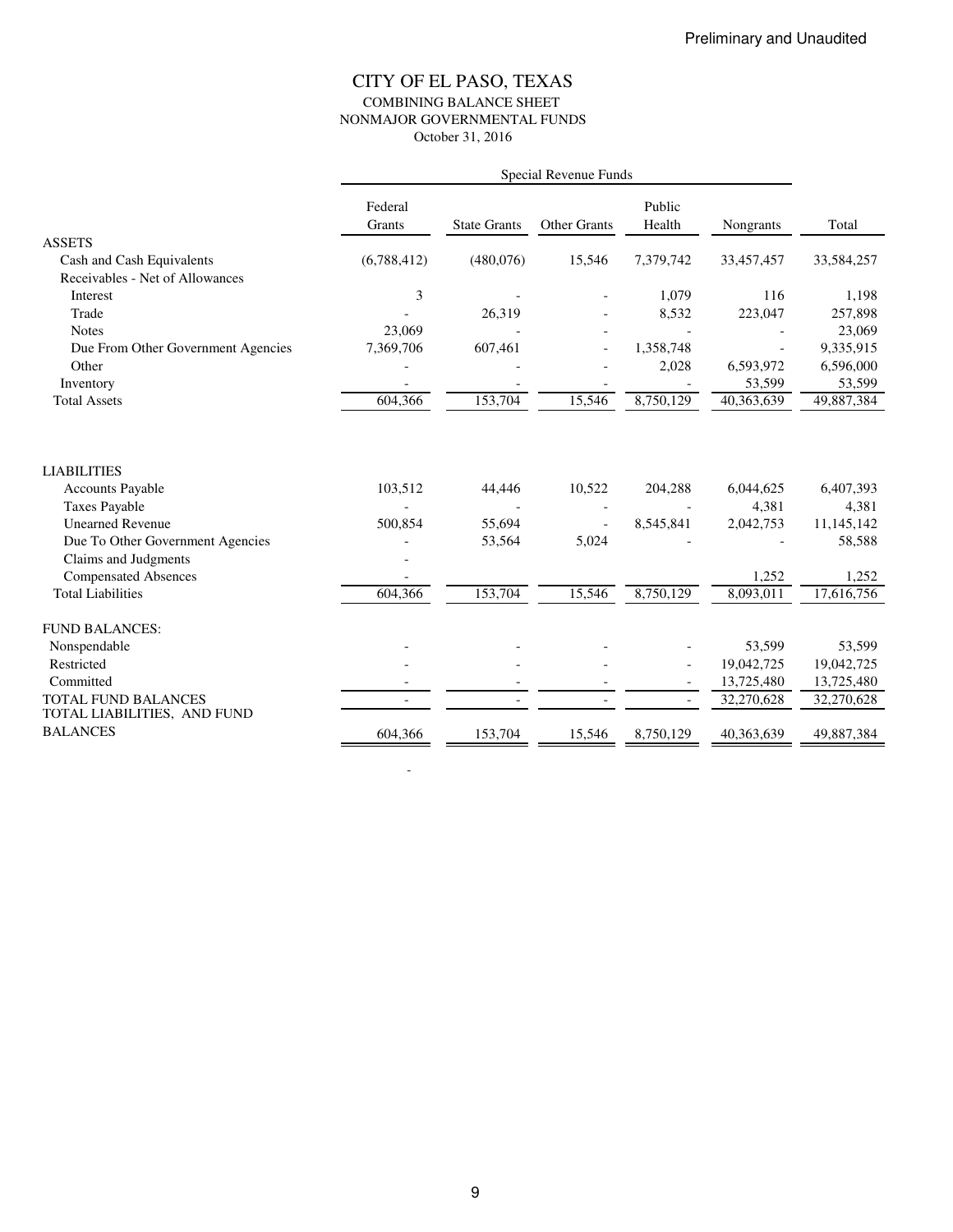Preliminary and Unaudited

# CITY OF EL PASO, TEXAS

## COMBINING BALANCE SHEET
## NONMAJOR GOVERNMENTAL FUNDS
October 31, 2016

| | Special Revenue Funds | | | | | |
|---|---|---|---|---|---|---|
| | Federal Grants | State Grants | Other Grants | Public Health | Nongrants | Total |
| **ASSETS** | | | | | | |
| Cash and Cash Equivalents | (6,788,412) | (480,076) | 15,546 | 7,379,742 | 33,457,457 | 33,584,257 |
| Receivables - Net of Allowances | | | | | | |
| Interest | 3 | - | - | 1,079 | 116 | 1,198 |
| Trade | - | 26,319 | - | 8,532 | 223,047 | 257,898 |
| Notes | 23,069 | - | - | - | - | 23,069 |
| Due From Other Government Agencies | 7,369,706 | 607,461 | - | 1,358,748 | - | 9,335,915 |
| Other | - | - | - | 2,028 | 6,593,972 | 6,596,000 |
| Inventory | - | - | - | - | 53,599 | 53,599 |
| Total Assets | 604,366 | 153,704 | 15,546 | 8,750,129 | 40,363,639 | 49,887,384 |
| **LIABILITIES** | | | | | | |
| Accounts Payable | 103,512 | 44,446 | 10,522 | 204,288 | 6,044,625 | 6,407,393 |
| Taxes Payable | - | - | - | - | 4,381 | 4,381 |
| Unearned Revenue | 500,854 | 55,694 | - | 8,545,841 | 2,042,753 | 11,145,142 |
| Due To Other Government Agencies | - | 53,564 | 5,024 | - | - | 58,588 |
| Claims and Judgments | - | | | | | |
| Compensated Absences | - | | | | 1,252 | 1,252 |
| Total Liabilities | 604,366 | 153,704 | 15,546 | 8,750,129 | 8,093,011 | 17,616,756 |
| **FUND BALANCES:** | | | | | | |
| Nonspendable | - | - | - | - | 53,599 | 53,599 |
| Restricted | - | - | - | - | 19,042,725 | 19,042,725 |
| Committed | - | - | - | - | 13,725,480 | 13,725,480 |
| TOTAL FUND BALANCES | - | - | - | - | 32,270,628 | 32,270,628 |
| TOTAL LIABILITIES, AND FUND BALANCES | 604,366 | 153,704 | 15,546 | 8,750,129 | 40,363,639 | 49,887,384 |

-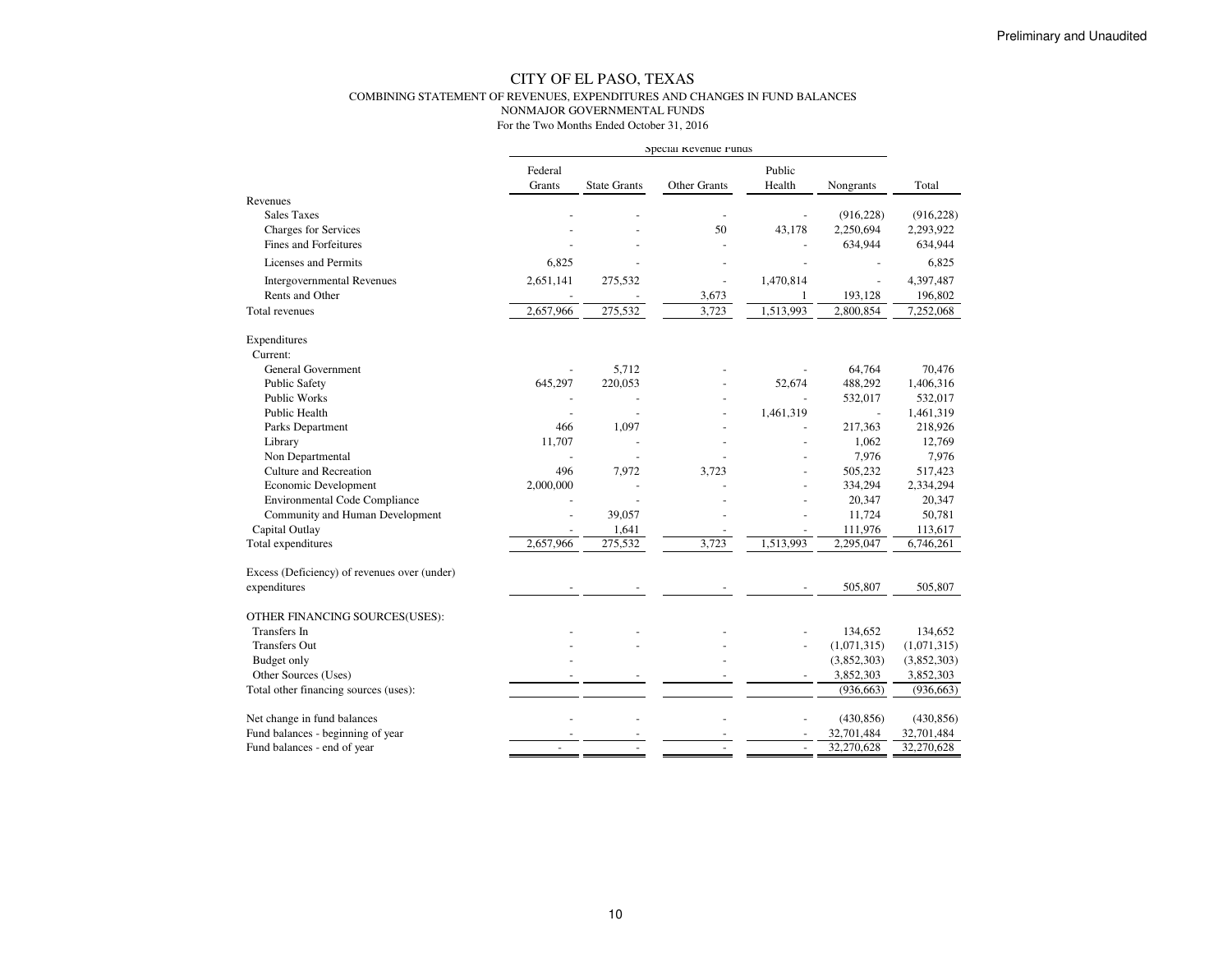Preliminary and Unaudited

# CITY OF EL PASO, TEXAS

## COMBINING STATEMENT OF REVENUES, EXPENDITURES AND CHANGES IN FUND BALANCES

### NONMAJOR GOVERNMENTAL FUNDS

For the Two Months Ended October 31, 2016

| | Special Revenue Funds | | | | | |
|---|---|---|---|---|---|---|
| | Federal Grants | State Grants | Other Grants | Public Health | Nongrants | Total |
| Revenues | | | | | | |
| Sales Taxes | - | - | - | - | (916,228) | (916,228) |
| Charges for Services | - | - | 50 | 43,178 | 2,250,694 | 2,293,922 |
| Fines and Forfeitures | - | - | - | - | 634,944 | 634,944 |
| Licenses and Permits | 6,825 | - | - | - | - | 6,825 |
| Intergovernmental Revenues | 2,651,141 | 275,532 | - | 1,470,814 | - | 4,397,487 |
| Rents and Other | - | - | 3,673 | 1 | 193,128 | 196,802 |
| Total revenues | 2,657,966 | 275,532 | 3,723 | 1,513,993 | 2,800,854 | 7,252,068 |
| Expenditures | | | | | | |
| Current: | | | | | | |
| General Government | - | 5,712 | - | - | 64,764 | 70,476 |
| Public Safety | 645,297 | 220,053 | - | 52,674 | 488,292 | 1,406,316 |
| Public Works | - | - | - | - | 532,017 | 532,017 |
| Public Health | - | - | - | 1,461,319 | - | 1,461,319 |
| Parks Department | 466 | 1,097 | - | - | 217,363 | 218,926 |
| Library | 11,707 | - | - | - | 1,062 | 12,769 |
| Non Departmental | - | - | - | - | 7,976 | 7,976 |
| Culture and Recreation | 496 | 7,972 | 3,723 | - | 505,232 | 517,423 |
| Economic Development | 2,000,000 | - | - | - | 334,294 | 2,334,294 |
| Environmental Code Compliance | - | - | - | - | 20,347 | 20,347 |
| Community and Human Development | - | 39,057 | - | - | 11,724 | 50,781 |
| Capital Outlay | - | 1,641 | - | - | 111,976 | 113,617 |
| Total expenditures | 2,657,966 | 275,532 | 3,723 | 1,513,993 | 2,295,047 | 6,746,261 |
| Excess (Deficiency) of revenues over (under) expenditures | - | - | - | - | 505,807 | 505,807 |
| OTHER FINANCING SOURCES(USES): | | | | | | |
| Transfers In | - | - | - | - | 134,652 | 134,652 |
| Transfers Out | - | - | - | - | (1,071,315) | (1,071,315) |
| Budget only | - | | - | | (3,852,303) | (3,852,303) |
| Other Sources (Uses) | - | - | - | - | 3,852,303 | 3,852,303 |
| Total other financing sources (uses): | | | | | (936,663) | (936,663) |
| Net change in fund balances | - | - | - | - | (430,856) | (430,856) |
| Fund balances - beginning of year | - | - | - | - | 32,701,484 | 32,701,484 |
| Fund balances - end of year | - | - | - | - | 32,270,628 | 32,270,628 |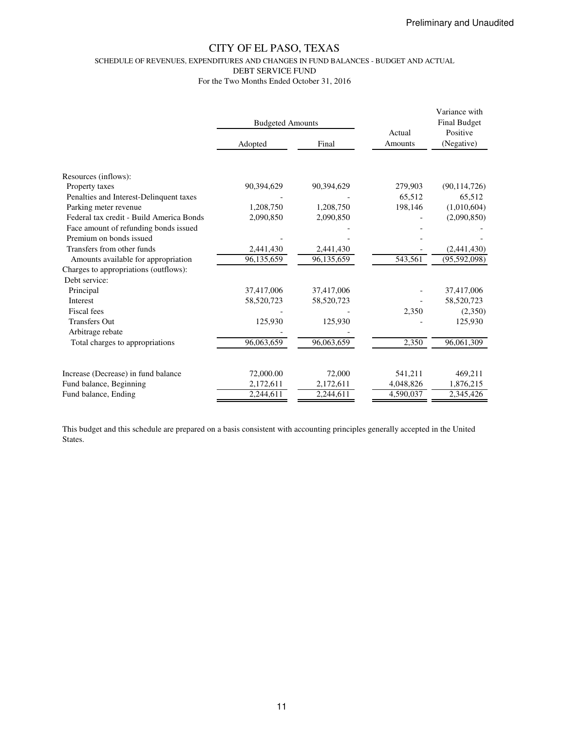Preliminary and Unaudited

# CITY OF EL PASO, TEXAS

## SCHEDULE OF REVENUES, EXPENDITURES AND CHANGES IN FUND BALANCES - BUDGET AND ACTUAL

### DEBT SERVICE FUND

For the Two Months Ended October 31, 2016

| | Budgeted Amounts | | Actual Amounts | Variance with Final Budget Positive (Negative) |
|---|---|---|---|---|
| | Adopted | Final | | |
| Resources (inflows): | | | | |
| Property taxes | 90,394,629 | 90,394,629 | 279,903 | (90,114,726) |
| Penalties and Interest-Delinquent taxes | - | - | 65,512 | 65,512 |
| Parking meter revenue | 1,208,750 | 1,208,750 | 198,146 | (1,010,604) |
| Federal tax credit - Build America Bonds | 2,090,850 | 2,090,850 | - | (2,090,850) |
| Face amount of refunding bonds issued | | - | - | - |
| Premium on bonds issued | - | - | - | - |
| Transfers from other funds | 2,441,430 | 2,441,430 | - | (2,441,430) |
| Amounts available for appropriation | 96,135,659 | 96,135,659 | 543,561 | (95,592,098) |
| Charges to appropriations (outflows): | | | | |
| Debt service: | | | | |
| Principal | 37,417,006 | 37,417,006 | - | 37,417,006 |
| Interest | 58,520,723 | 58,520,723 | - | 58,520,723 |
| Fiscal fees | - | - | 2,350 | (2,350) |
| Transfers Out | 125,930 | 125,930 | - | 125,930 |
| Arbitrage rebate | - | - | | |
| Total charges to appropriations | 96,063,659 | 96,063,659 | 2,350 | 96,061,309 |
| | | | | |
| Increase (Decrease) in fund balance | 72,000.00 | 72,000 | 541,211 | 469,211 |
| Fund balance, Beginning | 2,172,611 | 2,172,611 | 4,048,826 | 1,876,215 |
| Fund balance, Ending | 2,244,611 | 2,244,611 | 4,590,037 | 2,345,426 |

This budget and this schedule are prepared on a basis consistent with accounting principles generally accepted in the United States.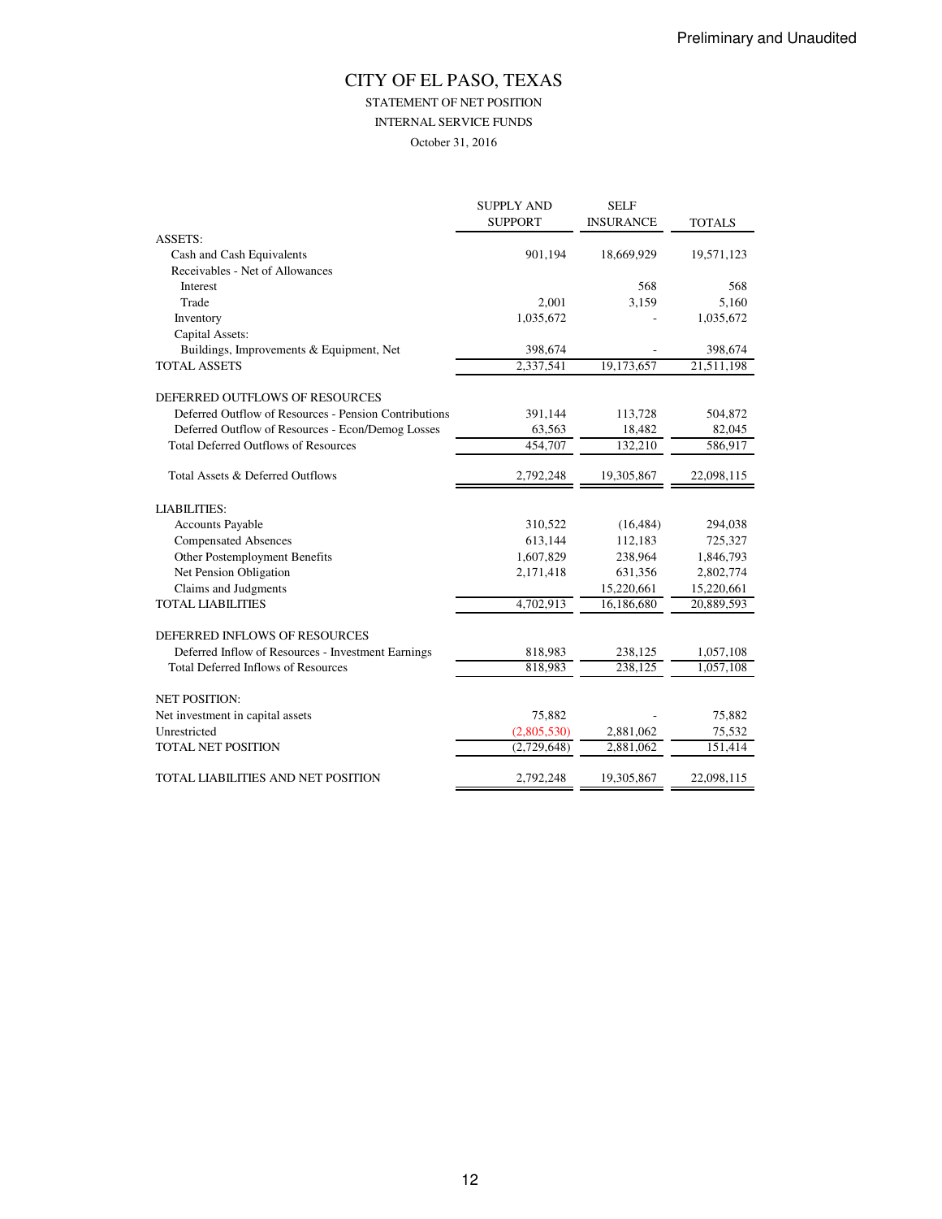Preliminary and Unaudited

# CITY OF EL PASO, TEXAS

## STATEMENT OF NET POSITION

### INTERNAL SERVICE FUNDS

October 31, 2016

| | SUPPLY AND SUPPORT | SELF INSURANCE | TOTALS |
|---|---|---|---|
| ASSETS: | | | |
| Cash and Cash Equivalents | 901,194 | 18,669,929 | 19,571,123 |
| Receivables - Net of Allowances | | | |
| Interest | | 568 | 568 |
| Trade | 2,001 | 3,159 | 5,160 |
| Inventory | 1,035,672 | - | 1,035,672 |
| Capital Assets: | | | |
| Buildings, Improvements & Equipment, Net | 398,674 | - | 398,674 |
| TOTAL ASSETS | 2,337,541 | 19,173,657 | 21,511,198 |
| | | | |
| DEFERRED OUTFLOWS OF RESOURCES | | | |
| Deferred Outflow of Resources - Pension Contributions | 391,144 | 113,728 | 504,872 |
| Deferred Outflow of Resources - Econ/Demog Losses | 63,563 | 18,482 | 82,045 |
| Total Deferred Outflows of Resources | 454,707 | 132,210 | 586,917 |
| | | | |
| Total Assets & Deferred Outflows | 2,792,248 | 19,305,867 | 22,098,115 |
| | | | |
| LIABILITIES: | | | |
| Accounts Payable | 310,522 | (16,484) | 294,038 |
| Compensated Absences | 613,144 | 112,183 | 725,327 |
| Other Postemployment Benefits | 1,607,829 | 238,964 | 1,846,793 |
| Net Pension Obligation | 2,171,418 | 631,356 | 2,802,774 |
| Claims and Judgments | | 15,220,661 | 15,220,661 |
| TOTAL LIABILITIES | 4,702,913 | 16,186,680 | 20,889,593 |
| | | | |
| DEFERRED INFLOWS OF RESOURCES | | | |
| Deferred Inflow of Resources - Investment Earnings | 818,983 | 238,125 | 1,057,108 |
| Total Deferred Inflows of Resources | 818,983 | 238,125 | 1,057,108 |
| | | | |
| NET POSITION: | | | |
| Net investment in capital assets | 75,882 | - | 75,882 |
| Unrestricted | (2,805,530) | 2,881,062 | 75,532 |
| TOTAL NET POSITION | (2,729,648) | 2,881,062 | 151,414 |
| | | | |
| TOTAL LIABILITIES AND NET POSITION | 2,792,248 | 19,305,867 | 22,098,115 |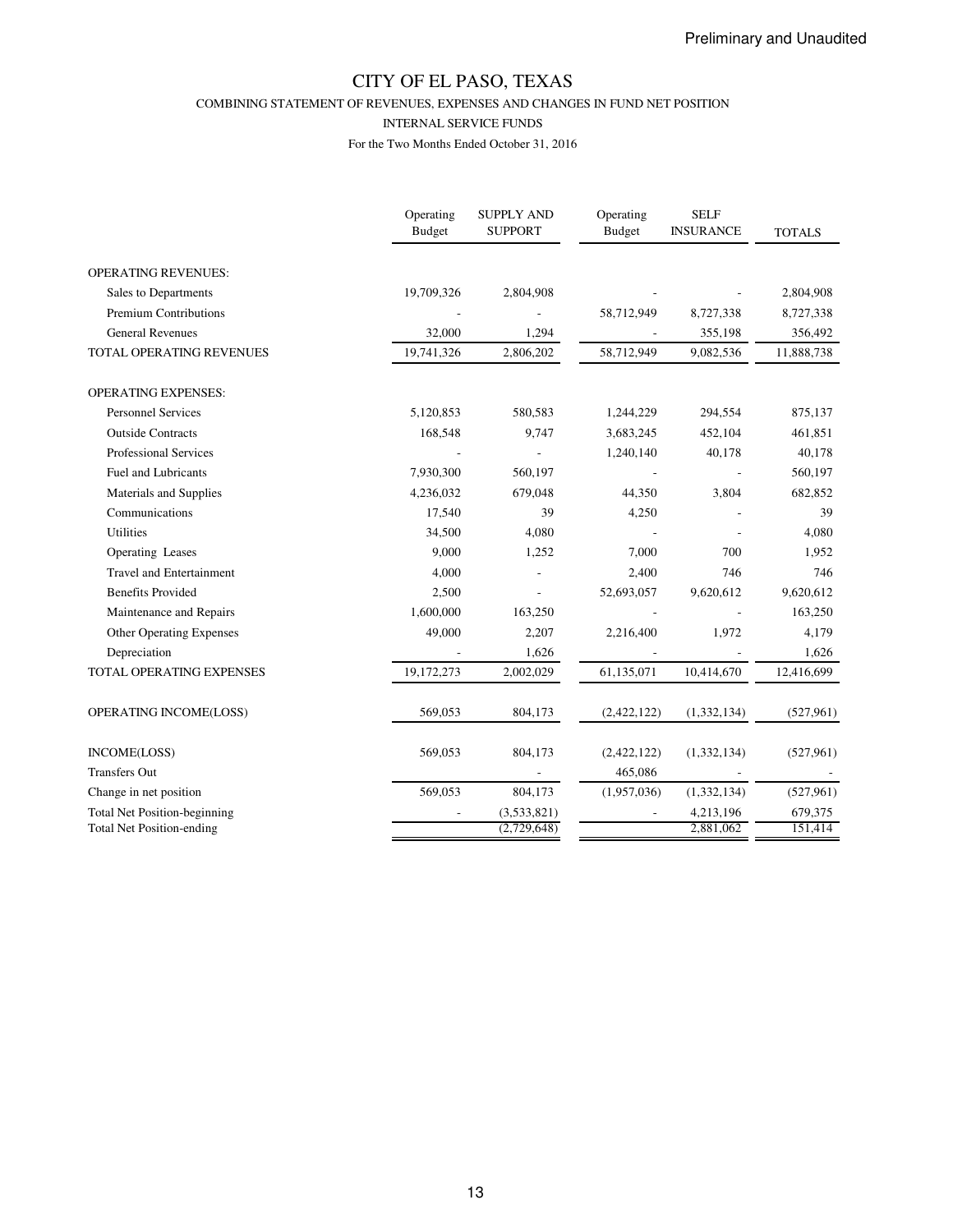Preliminary and Unaudited

# CITY OF EL PASO, TEXAS

COMBINING STATEMENT OF REVENUES, EXPENSES AND CHANGES IN FUND NET POSITION

INTERNAL SERVICE FUNDS

For the Two Months Ended October 31, 2016

| | Operating Budget | SUPPLY AND SUPPORT | Operating Budget | SELF INSURANCE | TOTALS |
|---|---|---|---|---|---|
| OPERATING REVENUES: | | | | | |
| Sales to Departments | 19,709,326 | 2,804,908 | - | - | 2,804,908 |
| Premium Contributions | - | - | 58,712,949 | 8,727,338 | 8,727,338 |
| General Revenues | 32,000 | 1,294 | - | 355,198 | 356,492 |
| TOTAL OPERATING REVENUES | 19,741,326 | 2,806,202 | 58,712,949 | 9,082,536 | 11,888,738 |
| OPERATING EXPENSES: | | | | | |
| Personnel Services | 5,120,853 | 580,583 | 1,244,229 | 294,554 | 875,137 |
| Outside Contracts | 168,548 | 9,747 | 3,683,245 | 452,104 | 461,851 |
| Professional Services | - | - | 1,240,140 | 40,178 | 40,178 |
| Fuel and Lubricants | 7,930,300 | 560,197 | - | - | 560,197 |
| Materials and Supplies | 4,236,032 | 679,048 | 44,350 | 3,804 | 682,852 |
| Communications | 17,540 | 39 | 4,250 | - | 39 |
| Utilities | 34,500 | 4,080 | - | - | 4,080 |
| Operating Leases | 9,000 | 1,252 | 7,000 | 700 | 1,952 |
| Travel and Entertainment | 4,000 | - | 2,400 | 746 | 746 |
| Benefits Provided | 2,500 | - | 52,693,057 | 9,620,612 | 9,620,612 |
| Maintenance and Repairs | 1,600,000 | 163,250 | - | - | 163,250 |
| Other Operating Expenses | 49,000 | 2,207 | 2,216,400 | 1,972 | 4,179 |
| Depreciation | - | 1,626 | - | - | 1,626 |
| TOTAL OPERATING EXPENSES | 19,172,273 | 2,002,029 | 61,135,071 | 10,414,670 | 12,416,699 |
| OPERATING INCOME(LOSS) | 569,053 | 804,173 | (2,422,122) | (1,332,134) | (527,961) |
| INCOME(LOSS) | 569,053 | 804,173 | (2,422,122) | (1,332,134) | (527,961) |
| Transfers Out | | - | 465,086 | - | - |
| Change in net position | 569,053 | 804,173 | (1,957,036) | (1,332,134) | (527,961) |
| Total Net Position-beginning | - | (3,533,821) | - | 4,213,196 | 679,375 |
| Total Net Position-ending | | (2,729,648) | | 2,881,062 | 151,414 |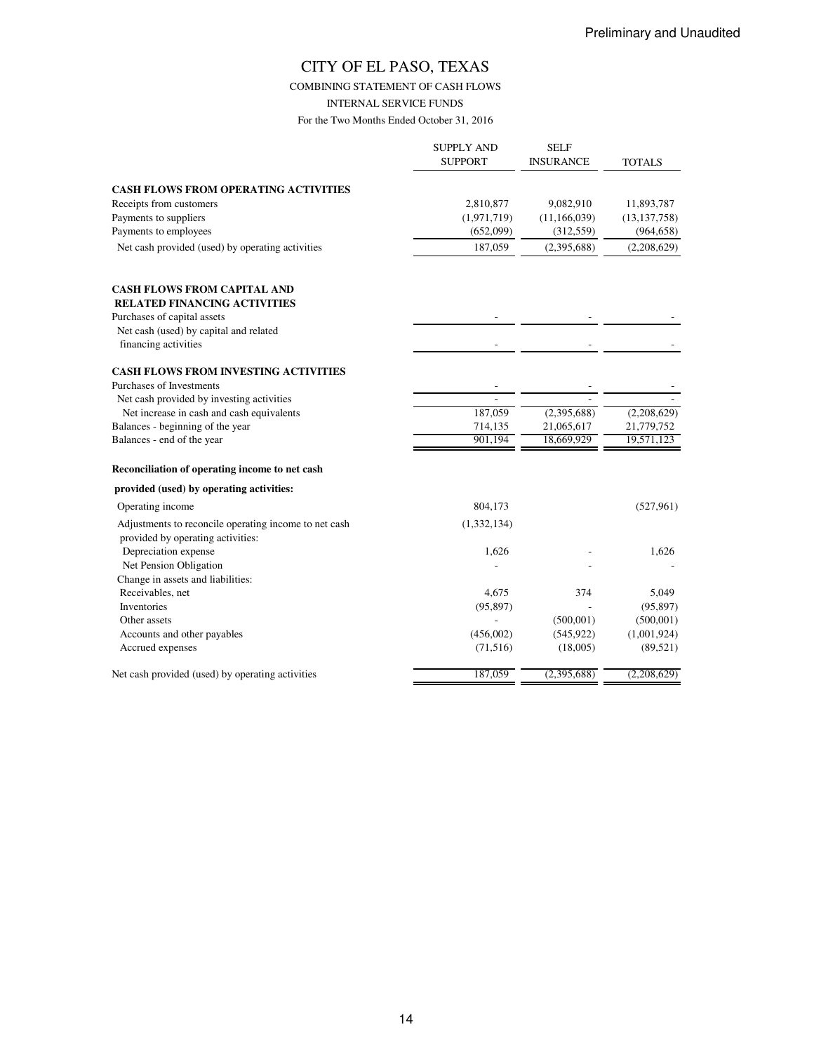Preliminary and Unaudited

# CITY OF EL PASO, TEXAS

COMBINING STATEMENT OF CASH FLOWS

INTERNAL SERVICE FUNDS

For the Two Months Ended October 31, 2016

| | SUPPLY AND SUPPORT | SELF INSURANCE | TOTALS |
|---|---|---|---|
| **CASH FLOWS FROM OPERATING ACTIVITIES** | | | |
| Receipts from customers | 2,810,877 | 9,082,910 | 11,893,787 |
| Payments to suppliers | (1,971,719) | (11,166,039) | (13,137,758) |
| Payments to employees | (652,099) | (312,559) | (964,658) |
| Net cash provided (used) by operating activities | 187,059 | (2,395,688) | (2,208,629) |
| **CASH FLOWS FROM CAPITAL AND RELATED FINANCING ACTIVITIES** | | | |
| Purchases of capital assets | - | - | - |
| Net cash (used) by capital and related financing activities | - | - | - |
| **CASH FLOWS FROM INVESTING ACTIVITIES** | | | |
| Purchases of Investments | - | - | - |
| Net cash provided by investing activities | - | - | - |
| Net increase in cash and cash equivalents | 187,059 | (2,395,688) | (2,208,629) |
| Balances - beginning of the year | 714,135 | 21,065,617 | 21,779,752 |
| Balances - end of the year | 901,194 | 18,669,929 | 19,571,123 |
| **Reconciliation of operating income to net cash provided (used) by operating activities:** | | | |
| Operating income | 804,173 | | (527,961) |
| Adjustments to reconcile operating income to net cash provided by operating activities: | (1,332,134) | | |
| Depreciation expense | 1,626 | - | 1,626 |
| Net Pension Obligation | - | - | - |
| Change in assets and liabilities: | | | |
| Receivables, net | 4,675 | 374 | 5,049 |
| Inventories | (95,897) | - | (95,897) |
| Other assets | - | (500,001) | (500,001) |
| Accounts and other payables | (456,002) | (545,922) | (1,001,924) |
| Accrued expenses | (71,516) | (18,005) | (89,521) |
| Net cash provided (used) by operating activities | 187,059 | (2,395,688) | (2,208,629) |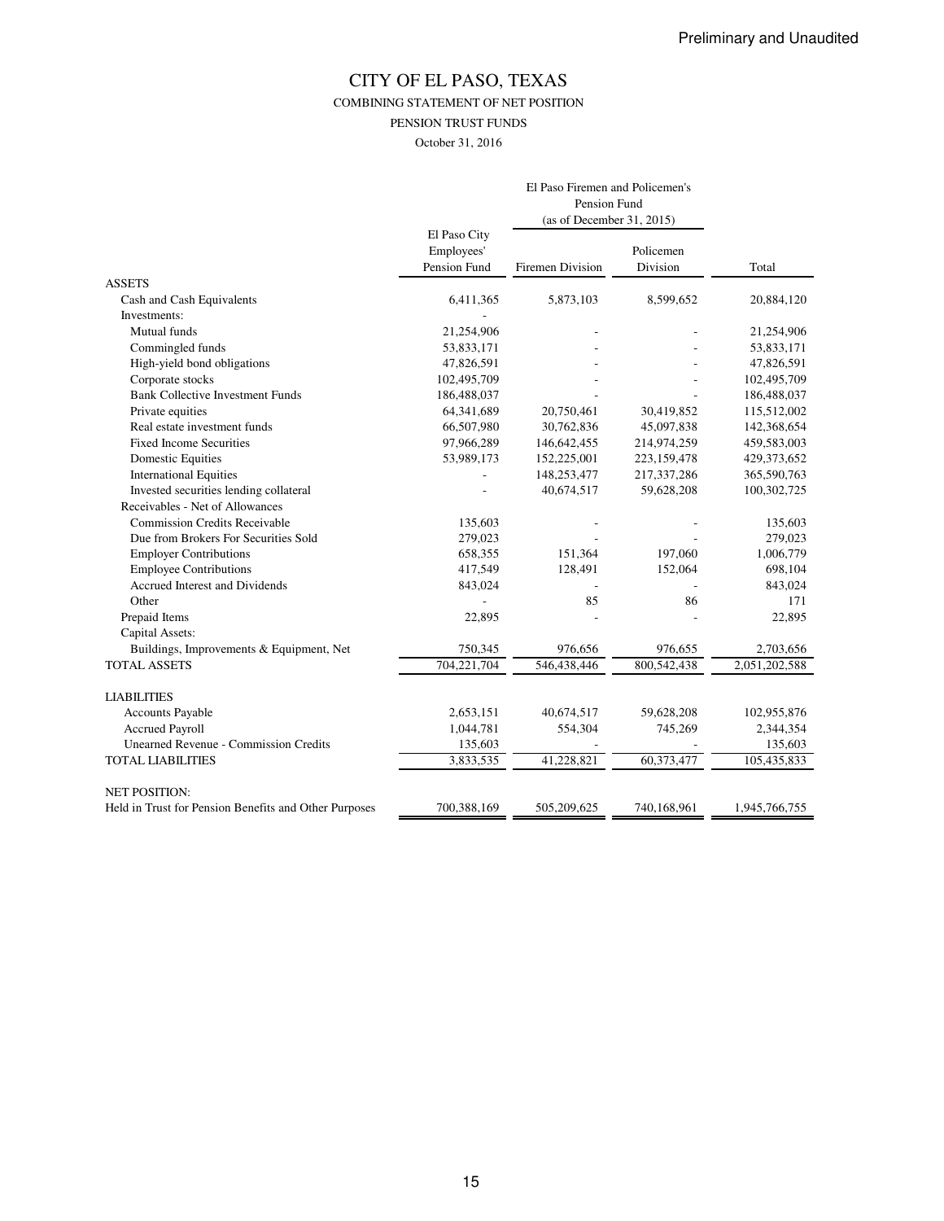Preliminary and Unaudited

# CITY OF EL PASO, TEXAS

COMBINING STATEMENT OF NET POSITION

PENSION TRUST FUNDS

October 31, 2016

| | El Paso City Employees' Pension Fund | El Paso Firemen and Policemen's Pension Fund (as of December 31, 2015) | | Total |
|---|---|---|---|---|
| | | Firemen Division | Policemen Division | |
| ASSETS | | | | |
| Cash and Cash Equivalents | 6,411,365 | 5,873,103 | 8,599,652 | 20,884,120 |
| Investments: | - | | | |
| Mutual funds | 21,254,906 | - | - | 21,254,906 |
| Commingled funds | 53,833,171 | - | - | 53,833,171 |
| High-yield bond obligations | 47,826,591 | - | - | 47,826,591 |
| Corporate stocks | 102,495,709 | - | - | 102,495,709 |
| Bank Collective Investment Funds | 186,488,037 | - | - | 186,488,037 |
| Private equities | 64,341,689 | 20,750,461 | 30,419,852 | 115,512,002 |
| Real estate investment funds | 66,507,980 | 30,762,836 | 45,097,838 | 142,368,654 |
| Fixed Income Securities | 97,966,289 | 146,642,455 | 214,974,259 | 459,583,003 |
| Domestic Equities | 53,989,173 | 152,225,001 | 223,159,478 | 429,373,652 |
| International Equities | - | 148,253,477 | 217,337,286 | 365,590,763 |
| Invested securities lending collateral | - | 40,674,517 | 59,628,208 | 100,302,725 |
| Receivables - Net of Allowances | | | | |
| Commission Credits Receivable | 135,603 | - | - | 135,603 |
| Due from Brokers For Securities Sold | 279,023 | - | - | 279,023 |
| Employer Contributions | 658,355 | 151,364 | 197,060 | 1,006,779 |
| Employee Contributions | 417,549 | 128,491 | 152,064 | 698,104 |
| Accrued Interest and Dividends | 843,024 | - | - | 843,024 |
| Other | - | 85 | 86 | 171 |
| Prepaid Items | 22,895 | - | - | 22,895 |
| Capital Assets: | | | | |
| Buildings, Improvements & Equipment, Net | 750,345 | 976,656 | 976,655 | 2,703,656 |
| TOTAL ASSETS | 704,221,704 | 546,438,446 | 800,542,438 | 2,051,202,588 |
| LIABILITIES | | | | |
| Accounts Payable | 2,653,151 | 40,674,517 | 59,628,208 | 102,955,876 |
| Accrued Payroll | 1,044,781 | 554,304 | 745,269 | 2,344,354 |
| Unearned Revenue - Commission Credits | 135,603 | - | - | 135,603 |
| TOTAL LIABILITIES | 3,833,535 | 41,228,821 | 60,373,477 | 105,435,833 |
| NET POSITION: | | | | |
| Held in Trust for Pension Benefits and Other Purposes | 700,388,169 | 505,209,625 | 740,168,961 | 1,945,766,755 |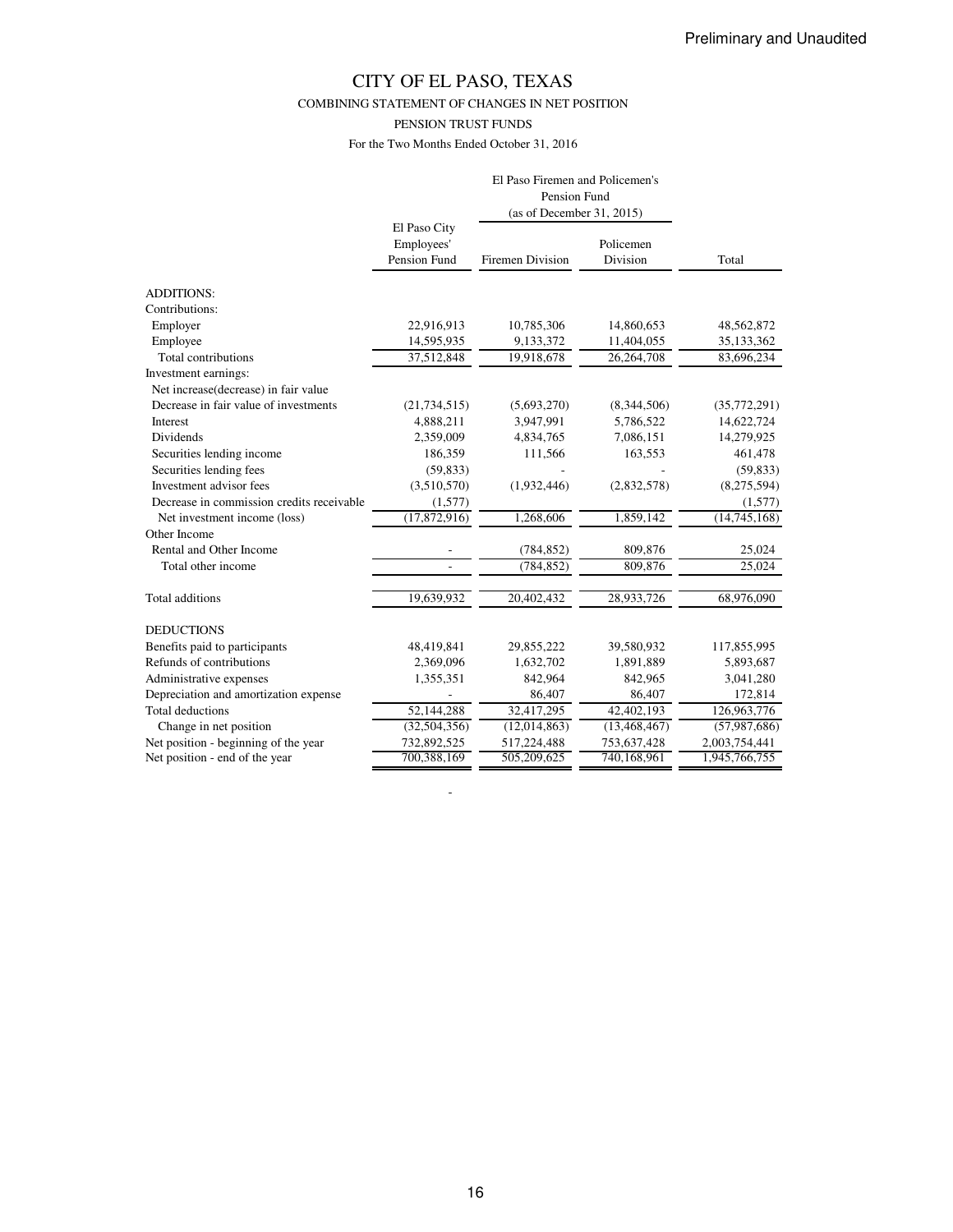Preliminary and Unaudited

# CITY OF EL PASO, TEXAS

COMBINING STATEMENT OF CHANGES IN NET POSITION

PENSION TRUST FUNDS

For the Two Months Ended October 31, 2016

| | El Paso City Employees' Pension Fund | El Paso Firemen and Policemen's Pension Fund (as of December 31, 2015) | | |
|---|---|---|---|---|
| | | Firemen Division | Policemen Division | Total |
| ADDITIONS: | | | | |
| Contributions: | | | | |
| Employer | 22,916,913 | 10,785,306 | 14,860,653 | 48,562,872 |
| Employee | 14,595,935 | 9,133,372 | 11,404,055 | 35,133,362 |
| Total contributions | 37,512,848 | 19,918,678 | 26,264,708 | 83,696,234 |
| Investment earnings: | | | | |
| Net increase(decrease) in fair value | | | | |
| Decrease in fair value of investments | (21,734,515) | (5,693,270) | (8,344,506) | (35,772,291) |
| Interest | 4,888,211 | 3,947,991 | 5,786,522 | 14,622,724 |
| Dividends | 2,359,009 | 4,834,765 | 7,086,151 | 14,279,925 |
| Securities lending income | 186,359 | 111,566 | 163,553 | 461,478 |
| Securities lending fees | (59,833) | - | - | (59,833) |
| Investment advisor fees | (3,510,570) | (1,932,446) | (2,832,578) | (8,275,594) |
| Decrease in commission credits receivable | (1,577) | | | (1,577) |
| Net investment income (loss) | (17,872,916) | 1,268,606 | 1,859,142 | (14,745,168) |
| Other Income | | | | |
| Rental and Other Income | - | (784,852) | 809,876 | 25,024 |
| Total other income | - | (784,852) | 809,876 | 25,024 |
| Total additions | 19,639,932 | 20,402,432 | 28,933,726 | 68,976,090 |
| DEDUCTIONS | | | | |
| Benefits paid to participants | 48,419,841 | 29,855,222 | 39,580,932 | 117,855,995 |
| Refunds of contributions | 2,369,096 | 1,632,702 | 1,891,889 | 5,893,687 |
| Administrative expenses | 1,355,351 | 842,964 | 842,965 | 3,041,280 |
| Depreciation and amortization expense | - | 86,407 | 86,407 | 172,814 |
| Total deductions | 52,144,288 | 32,417,295 | 42,402,193 | 126,963,776 |
| Change in net position | (32,504,356) | (12,014,863) | (13,468,467) | (57,987,686) |
| Net position - beginning of the year | 732,892,525 | 517,224,488 | 753,637,428 | 2,003,754,441 |
| Net position - end of the year | 700,388,169 | 505,209,625 | 740,168,961 | 1,945,766,755 |

-